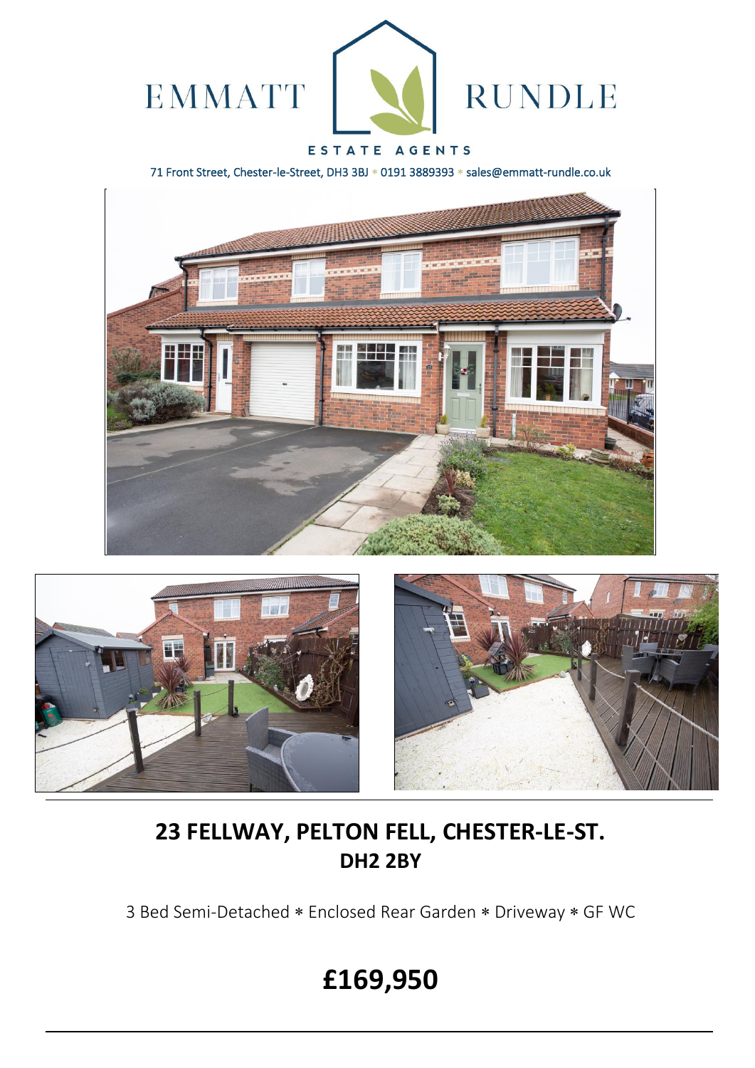EMMATT RUNDLE

ESTATE AGENTS

71 Front Street, Chester-le-Street, DH3 3BJ * 0191 3889393 * sales@emmatt-rundle.co.uk

## 23 FELLWAY, PELTON FELL, CHESTER-LE-ST.
## DH2 2BY

3 Bed Semi-Detached * Enclosed Rear Garden * Driveway * GF WC

# £169,950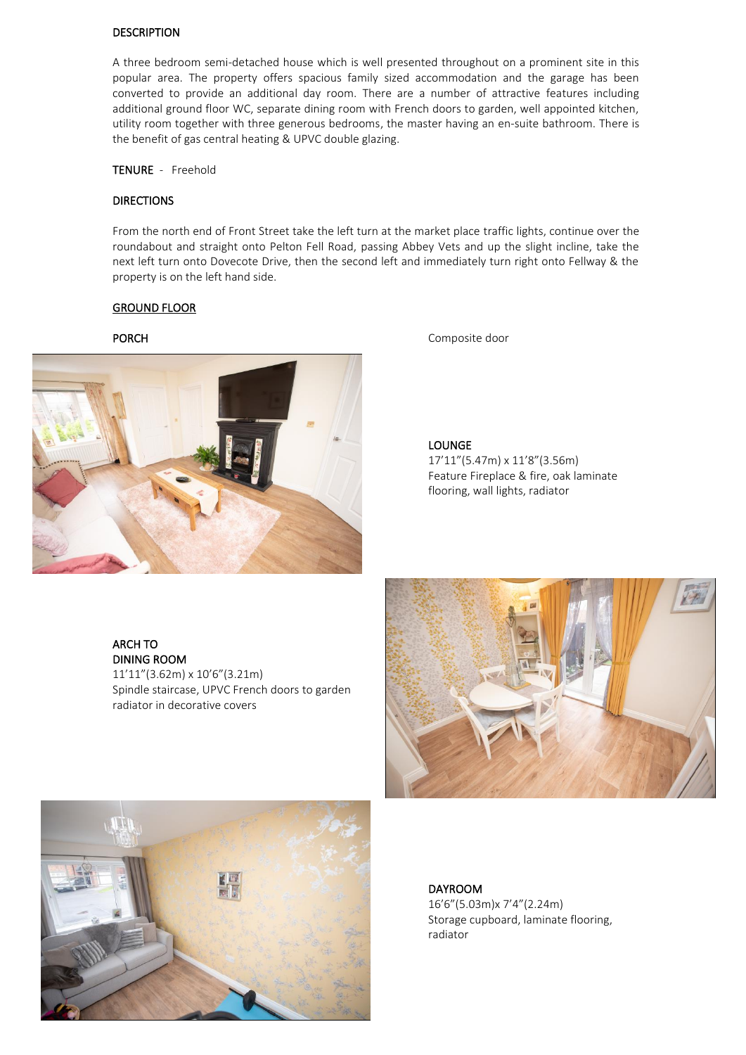## DESCRIPTION

A three bedroom semi-detached house which is well presented throughout on a prominent site in this popular area. The property offers spacious family sized accommodation and the garage has been converted to provide an additional day room. There are a number of attractive features including additional ground floor WC, separate dining room with French doors to garden, well appointed kitchen, utility room together with three generous bedrooms, the master having an en-suite bathroom. There is the benefit of gas central heating & UPVC double glazing.

**TENURE** - Freehold

## DIRECTIONS

From the north end of Front Street take the left turn at the market place traffic lights, continue over the roundabout and straight onto Pelton Fell Road, passing Abbey Vets and up the slight incline, take the next left turn onto Dovecote Drive, then the second left and immediately turn right onto Fellway & the property is on the left hand side.

## GROUND FLOOR

**PORCH**

Composite door

**LOUNGE**
17'11"(5.47m) x 11'8"(3.56m)
Feature Fireplace & fire, oak laminate flooring, wall lights, radiator

**ARCH TO DINING ROOM**
11'11"(3.62m) x 10'6"(3.21m)
Spindle staircase, UPVC French doors to garden radiator in decorative covers

**DAYROOM**
16'6"(5.03m)x 7'4"(2.24m)
Storage cupboard, laminate flooring, radiator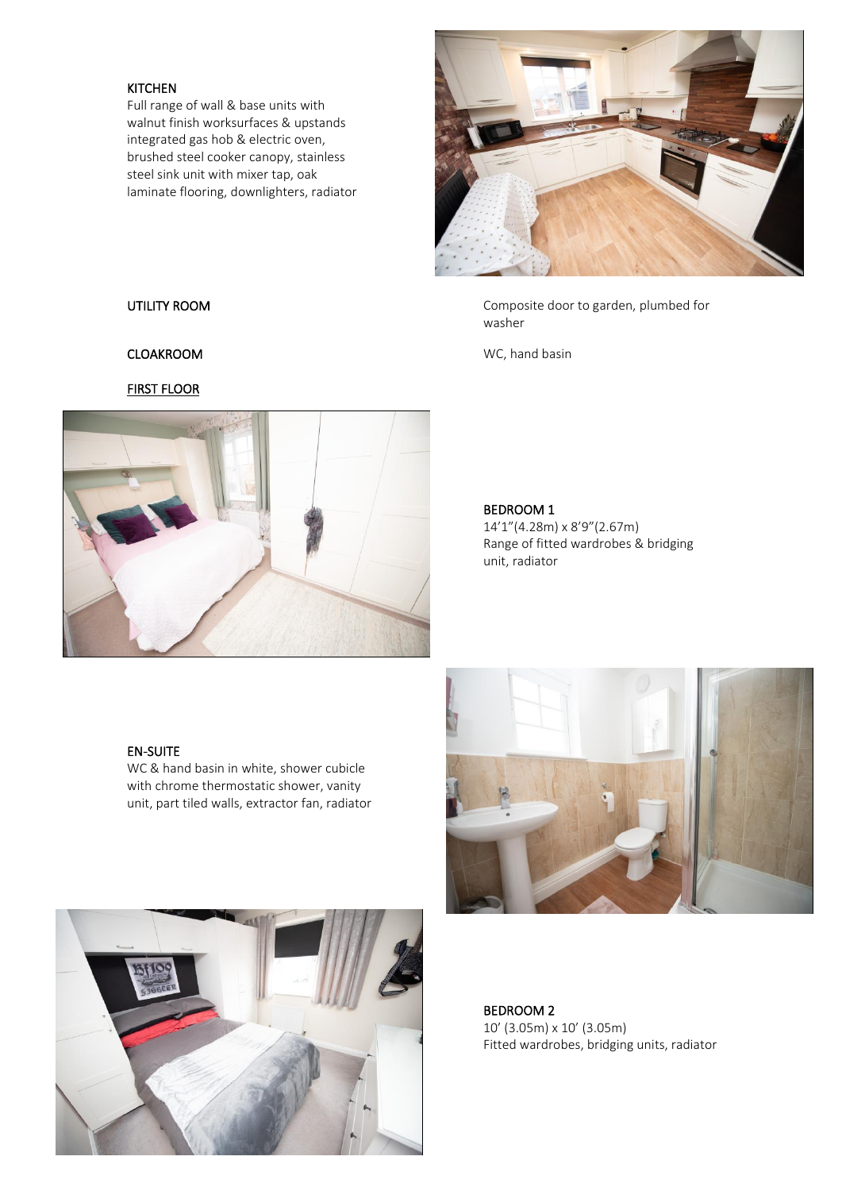### KITCHEN

Full range of wall & base units with walnut finish worksurfaces & upstands integrated gas hob & electric oven, brushed steel cooker canopy, stainless steel sink unit with mixer tap, oak laminate flooring, downlighters, radiator

### UTILITY ROOM

Composite door to garden, plumbed for washer

### CLOAKROOM

WC, hand basin

## FIRST FLOOR

### BEDROOM 1

14’1”(4.28m) x 8’9”(2.67m)
Range of fitted wardrobes & bridging unit, radiator

### EN-SUITE

WC & hand basin in white, shower cubicle with chrome thermostatic shower, vanity unit, part tiled walls, extractor fan, radiator

### BEDROOM 2

10’ (3.05m) x 10’ (3.05m)
Fitted wardrobes, bridging units, radiator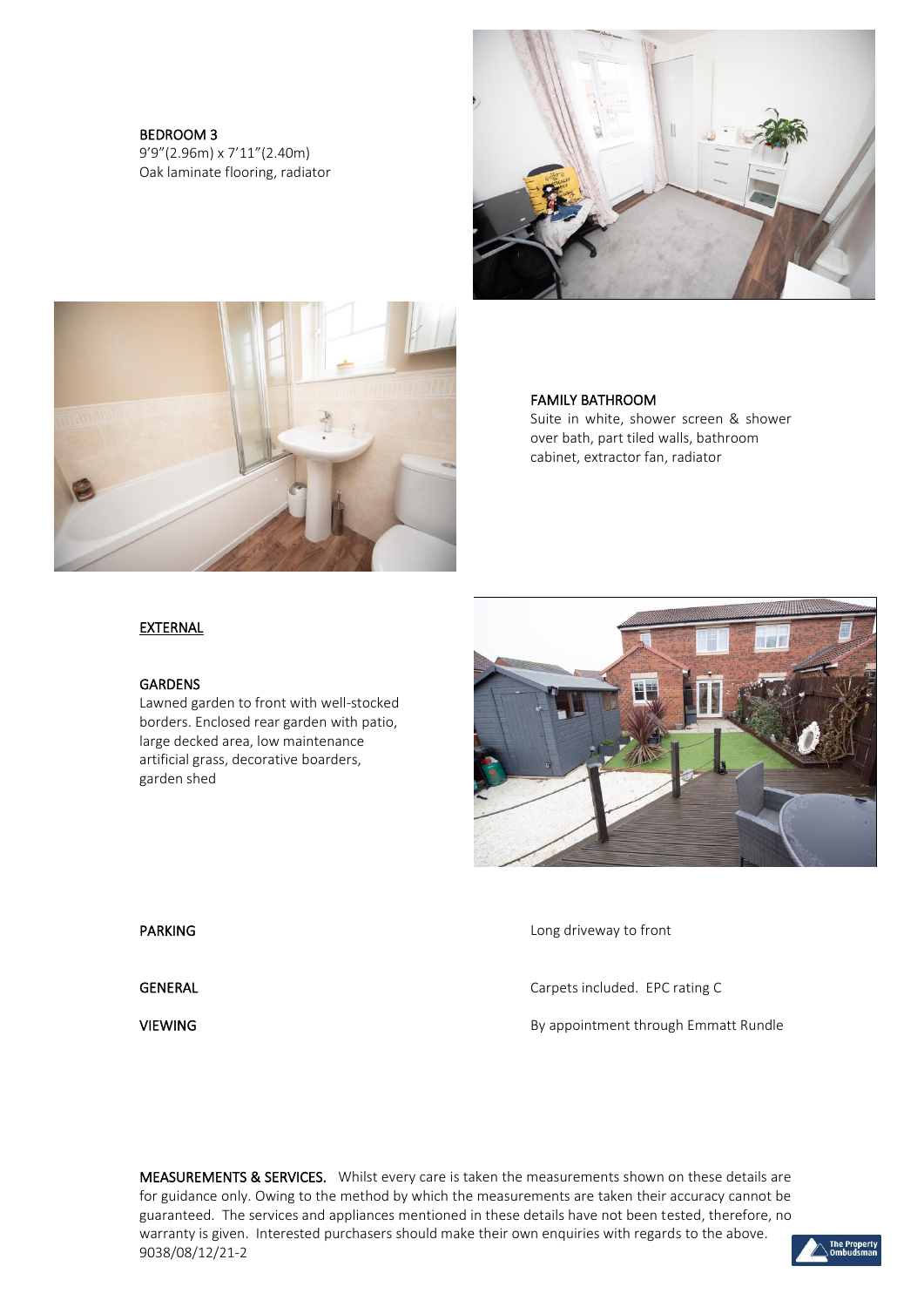BEDROOM 3
9'9"(2.96m) x 7'11"(2.40m)
Oak laminate flooring, radiator

FAMILY BATHROOM
Suite in white, shower screen & shower over bath, part tiled walls, bathroom cabinet, extractor fan, radiator

EXTERNAL

GARDENS
Lawned garden to front with well-stocked borders. Enclosed rear garden with patio, large decked area, low maintenance artificial grass, decorative boarders, garden shed

PARKING — Long driveway to front

GENERAL — Carpets included. EPC rating C

VIEWING — By appointment through Emmatt Rundle

**MEASUREMENTS & SERVICES.** Whilst every care is taken the measurements shown on these details are for guidance only. Owing to the method by which the measurements are taken their accuracy cannot be guaranteed. The services and appliances mentioned in these details have not been tested, therefore, no warranty is given. Interested purchasers should make their own enquiries with regards to the above.
9038/08/12/21-2